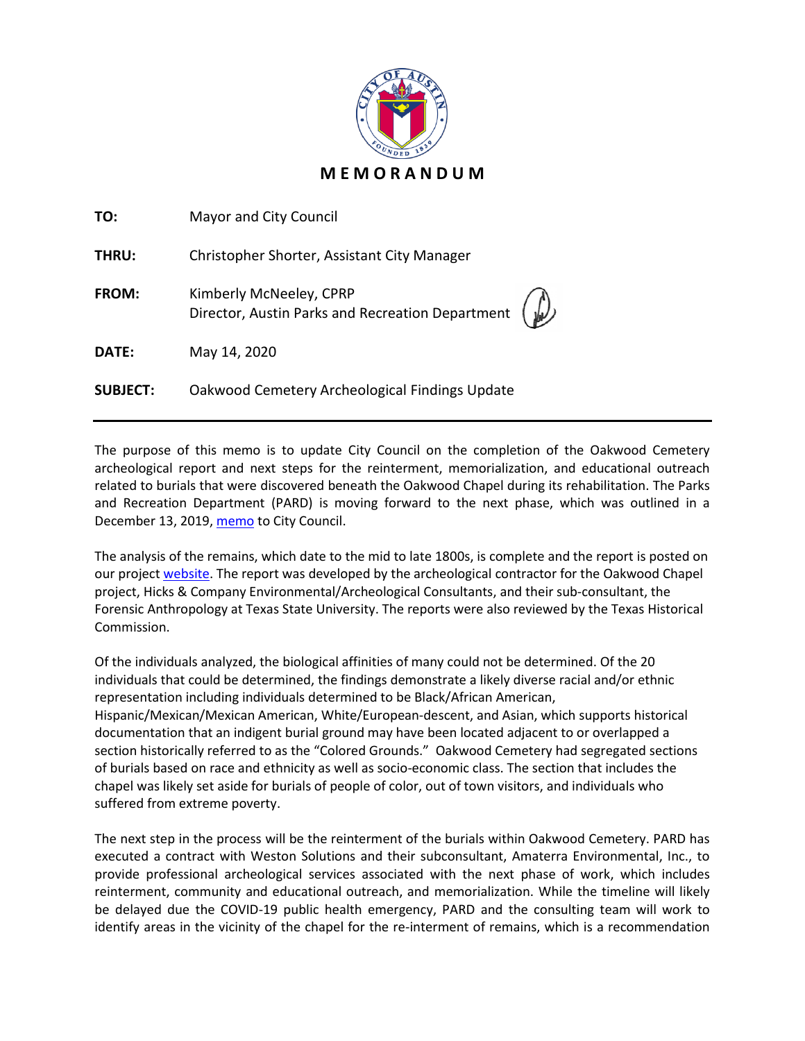# MEMORANDUM

**TO:** Mayor and City Council

**THRU:** Christopher Shorter, Assistant City Manager

**FROM:** Kimberly McNeeley, CPRP
Director, Austin Parks and Recreation Department

**DATE:** May 14, 2020

**SUBJECT:** Oakwood Cemetery Archeological Findings Update

---

The purpose of this memo is to update City Council on the completion of the Oakwood Cemetery archeological report and next steps for the reinterment, memorialization, and educational outreach related to burials that were discovered beneath the Oakwood Chapel during its rehabilitation. The Parks and Recreation Department (PARD) is moving forward to the next phase, which was outlined in a December 13, 2019, memo to City Council.

The analysis of the remains, which date to the mid to late 1800s, is complete and the report is posted on our project website. The report was developed by the archeological contractor for the Oakwood Chapel project, Hicks & Company Environmental/Archeological Consultants, and their sub-consultant, the Forensic Anthropology at Texas State University. The reports were also reviewed by the Texas Historical Commission.

Of the individuals analyzed, the biological affinities of many could not be determined. Of the 20 individuals that could be determined, the findings demonstrate a likely diverse racial and/or ethnic representation including individuals determined to be Black/African American, Hispanic/Mexican/Mexican American, White/European-descent, and Asian, which supports historical documentation that an indigent burial ground may have been located adjacent to or overlapped a section historically referred to as the "Colored Grounds." Oakwood Cemetery had segregated sections of burials based on race and ethnicity as well as socio-economic class. The section that includes the chapel was likely set aside for burials of people of color, out of town visitors, and individuals who suffered from extreme poverty.

The next step in the process will be the reinterment of the burials within Oakwood Cemetery. PARD has executed a contract with Weston Solutions and their subconsultant, Amaterra Environmental, Inc., to provide professional archeological services associated with the next phase of work, which includes reinterment, community and educational outreach, and memorialization. While the timeline will likely be delayed due the COVID-19 public health emergency, PARD and the consulting team will work to identify areas in the vicinity of the chapel for the re-interment of remains, which is a recommendation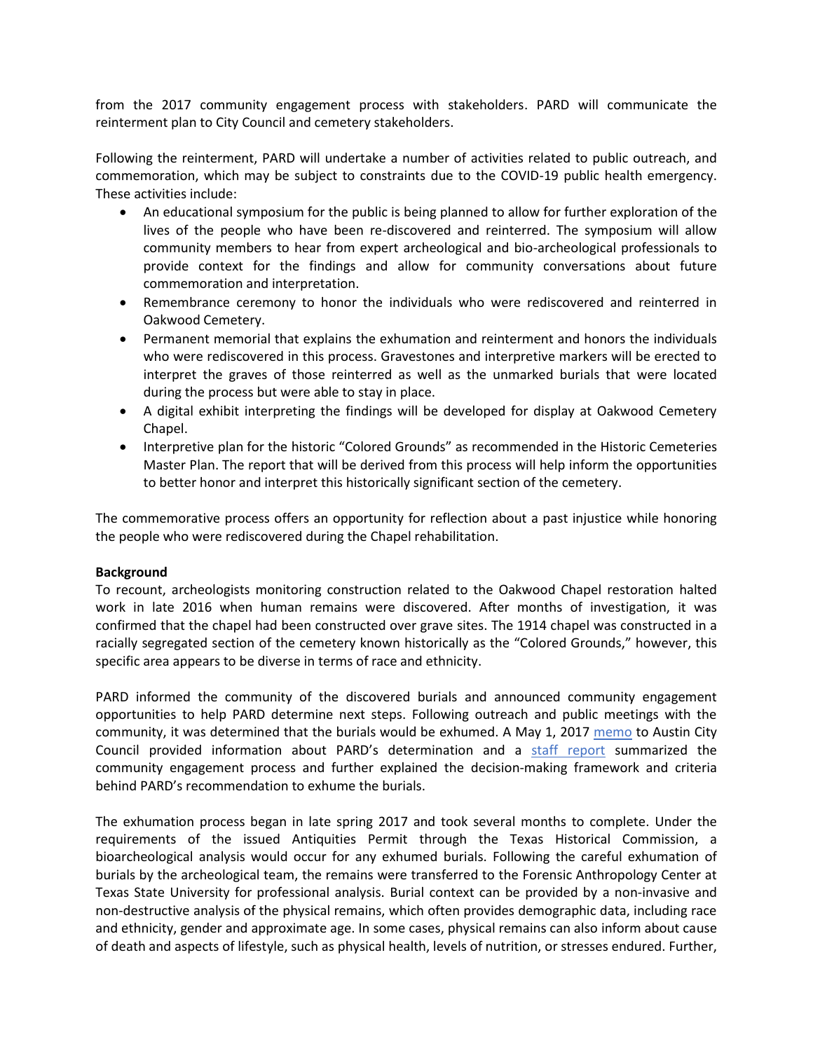from the 2017 community engagement process with stakeholders. PARD will communicate the reinterment plan to City Council and cemetery stakeholders.

Following the reinterment, PARD will undertake a number of activities related to public outreach, and commemoration, which may be subject to constraints due to the COVID-19 public health emergency. These activities include:

- An educational symposium for the public is being planned to allow for further exploration of the lives of the people who have been re-discovered and reinterred. The symposium will allow community members to hear from expert archeological and bio-archeological professionals to provide context for the findings and allow for community conversations about future commemoration and interpretation.
- Remembrance ceremony to honor the individuals who were rediscovered and reinterred in Oakwood Cemetery.
- Permanent memorial that explains the exhumation and reinterment and honors the individuals who were rediscovered in this process. Gravestones and interpretive markers will be erected to interpret the graves of those reinterred as well as the unmarked burials that were located during the process but were able to stay in place.
- A digital exhibit interpreting the findings will be developed for display at Oakwood Cemetery Chapel.
- Interpretive plan for the historic "Colored Grounds" as recommended in the Historic Cemeteries Master Plan. The report that will be derived from this process will help inform the opportunities to better honor and interpret this historically significant section of the cemetery.

The commemorative process offers an opportunity for reflection about a past injustice while honoring the people who were rediscovered during the Chapel rehabilitation.

**Background**

To recount, archeologists monitoring construction related to the Oakwood Chapel restoration halted work in late 2016 when human remains were discovered. After months of investigation, it was confirmed that the chapel had been constructed over grave sites. The 1914 chapel was constructed in a racially segregated section of the cemetery known historically as the "Colored Grounds," however, this specific area appears to be diverse in terms of race and ethnicity.

PARD informed the community of the discovered burials and announced community engagement opportunities to help PARD determine next steps. Following outreach and public meetings with the community, it was determined that the burials would be exhumed. A May 1, 2017 memo to Austin City Council provided information about PARD's determination and a staff report summarized the community engagement process and further explained the decision-making framework and criteria behind PARD's recommendation to exhume the burials.

The exhumation process began in late spring 2017 and took several months to complete. Under the requirements of the issued Antiquities Permit through the Texas Historical Commission, a bioarcheological analysis would occur for any exhumed burials. Following the careful exhumation of burials by the archeological team, the remains were transferred to the Forensic Anthropology Center at Texas State University for professional analysis. Burial context can be provided by a non-invasive and non-destructive analysis of the physical remains, which often provides demographic data, including race and ethnicity, gender and approximate age. In some cases, physical remains can also inform about cause of death and aspects of lifestyle, such as physical health, levels of nutrition, or stresses endured. Further,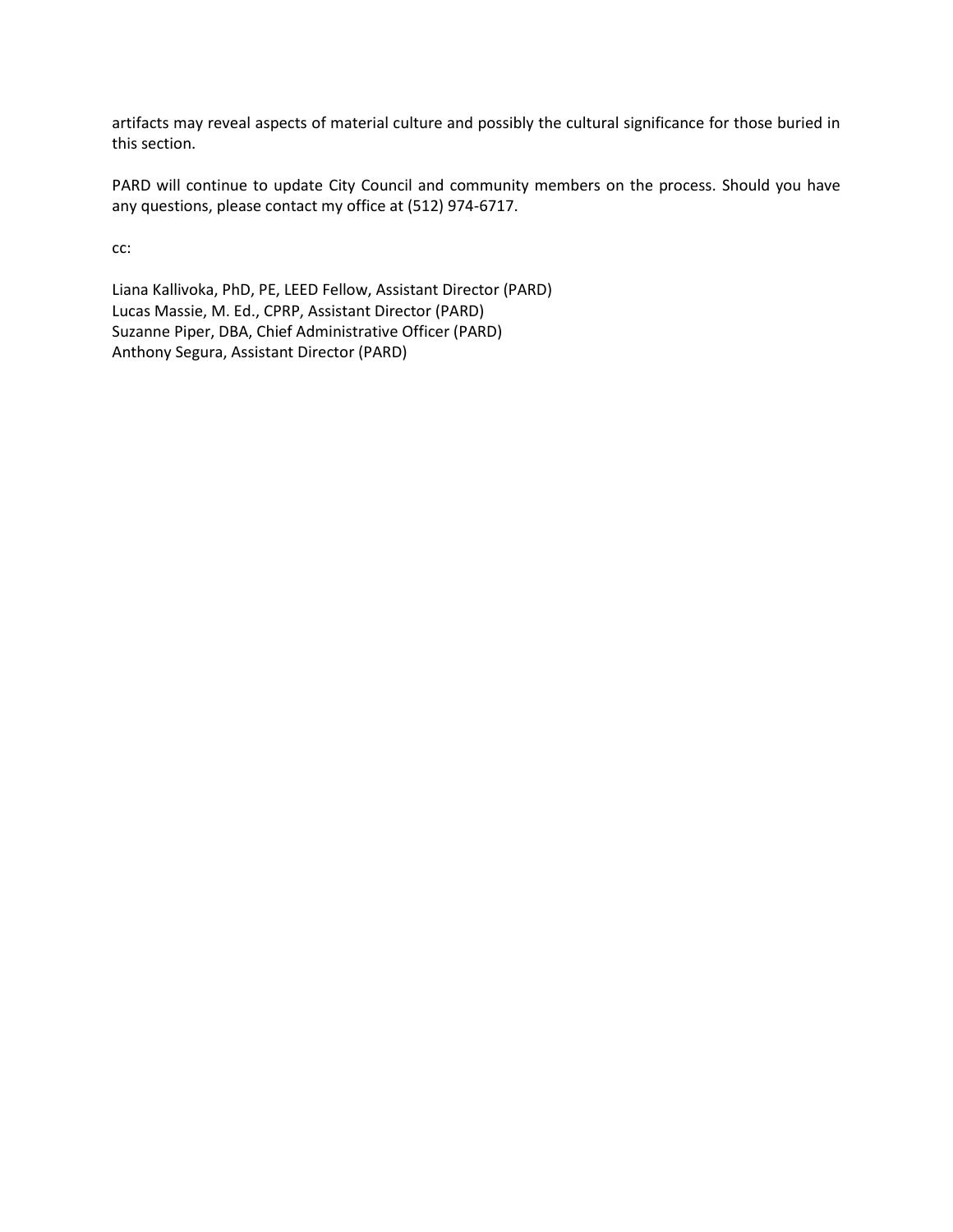artifacts may reveal aspects of material culture and possibly the cultural significance for those buried in this section.

PARD will continue to update City Council and community members on the process. Should you have any questions, please contact my office at (512) 974-6717.

cc:

Liana Kallivoka, PhD, PE, LEED Fellow, Assistant Director (PARD)
Lucas Massie, M. Ed., CPRP, Assistant Director (PARD)
Suzanne Piper, DBA, Chief Administrative Officer (PARD)
Anthony Segura, Assistant Director (PARD)